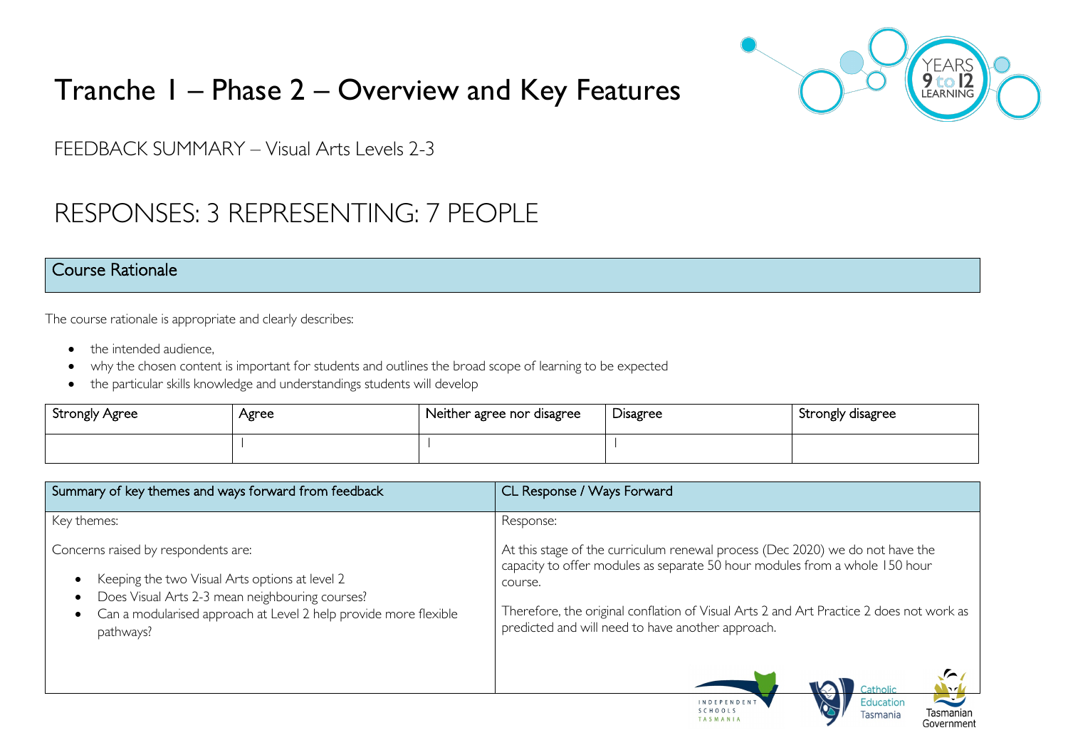# Tranche 1 – Phase 2 – Overview and Key Features

FEEDBACK SUMMARY – Visual Arts Levels 2-3

## RESPONSES: 3 REPRESENTING: 7 PEOPLE

### Course Rationale

The course rationale is appropriate and clearly describes:

- the intended audience,
- why the chosen content is important for students and outlines the broad scope of learning to be expected
- the particular skills knowledge and understandings students will develop

| Strongly Agree | Agree | Neither agree nor disagree | Disagree | Strongly disagree |
|---|---|---|---|---|
| | 1 | 1 | 1 | |

| Summary of key themes and ways forward from feedback | CL Response / Ways Forward |
|---|---|
| Key themes:<br><br>Concerns raised by respondents are:<br><br>- Keeping the two Visual Arts options at level 2<br>- Does Visual Arts 2-3 mean neighbouring courses?<br>- Can a modularised approach at Level 2 help provide more flexible pathways? | Response:<br><br>At this stage of the curriculum renewal process (Dec 2020) we do not have the capacity to offer modules as separate 50 hour modules from a whole 150 hour course.<br><br>Therefore, the original conflation of Visual Arts 2 and Art Practice 2 does not work as predicted and will need to have another approach. |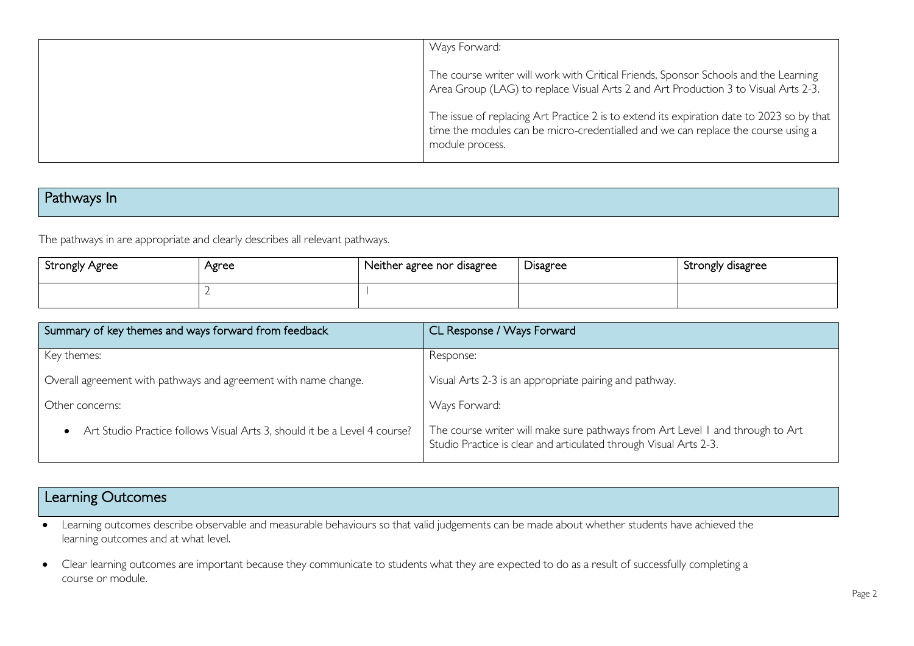| | Ways Forward:<br><br>The course writer will work with Critical Friends, Sponsor Schools and the Learning Area Group (LAG) to replace Visual Arts 2 and Art Production 3 to Visual Arts 2-3.<br><br>The issue of replacing Art Practice 2 is to extend its expiration date to 2023 so by that time the modules can be micro-credentialled and we can replace the course using a module process. |
|---|---|

## Pathways In

The pathways in are appropriate and clearly describes all relevant pathways.

| Strongly Agree | Agree | Neither agree nor disagree | Disagree | Strongly disagree |
|---|---|---|---|---|
| | 2 | 1 | | |

| Summary of key themes and ways forward from feedback | CL Response / Ways Forward |
|---|---|
| Key themes: | Response: |
| Overall agreement with pathways and agreement with name change. | Visual Arts 2-3 is an appropriate pairing and pathway. |
| Other concerns: | Ways Forward: |
| • Art Studio Practice follows Visual Arts 3, should it be a Level 4 course? | The course writer will make sure pathways from Art Level 1 and through to Art Studio Practice is clear and articulated through Visual Arts 2-3. |

## Learning Outcomes

- Learning outcomes describe observable and measurable behaviours so that valid judgements can be made about whether students have achieved the learning outcomes and at what level.
- Clear learning outcomes are important because they communicate to students what they are expected to do as a result of successfully completing a course or module.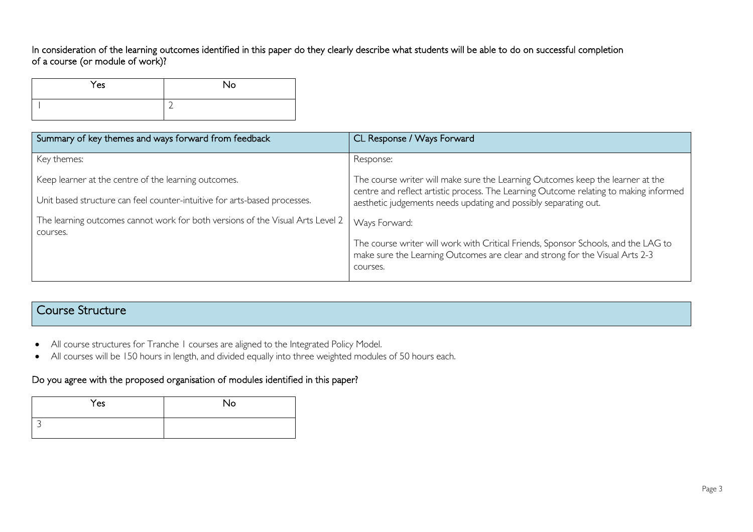In consideration of the learning outcomes identified in this paper do they clearly describe what students will be able to do on successful completion of a course (or module of work)?

| Yes | No |
|---|---|
| 1 | 2 |

| Summary of key themes and ways forward from feedback | CL Response / Ways Forward |
|---|---|
| Key themes:<br><br>Keep learner at the centre of the learning outcomes.<br><br>Unit based structure can feel counter-intuitive for arts-based processes.<br><br>The learning outcomes cannot work for both versions of the Visual Arts Level 2 courses. | Response:<br><br>The course writer will make sure the Learning Outcomes keep the learner at the centre and reflect artistic process. The Learning Outcome relating to making informed aesthetic judgements needs updating and possibly separating out.<br><br>Ways Forward:<br><br>The course writer will work with Critical Friends, Sponsor Schools, and the LAG to make sure the Learning Outcomes are clear and strong for the Visual Arts 2-3 courses. |

## Course Structure

- All course structures for Tranche 1 courses are aligned to the Integrated Policy Model.
- All courses will be 150 hours in length, and divided equally into three weighted modules of 50 hours each.

Do you agree with the proposed organisation of modules identified in this paper?

| Yes | No |
|---|---|
| 3 | |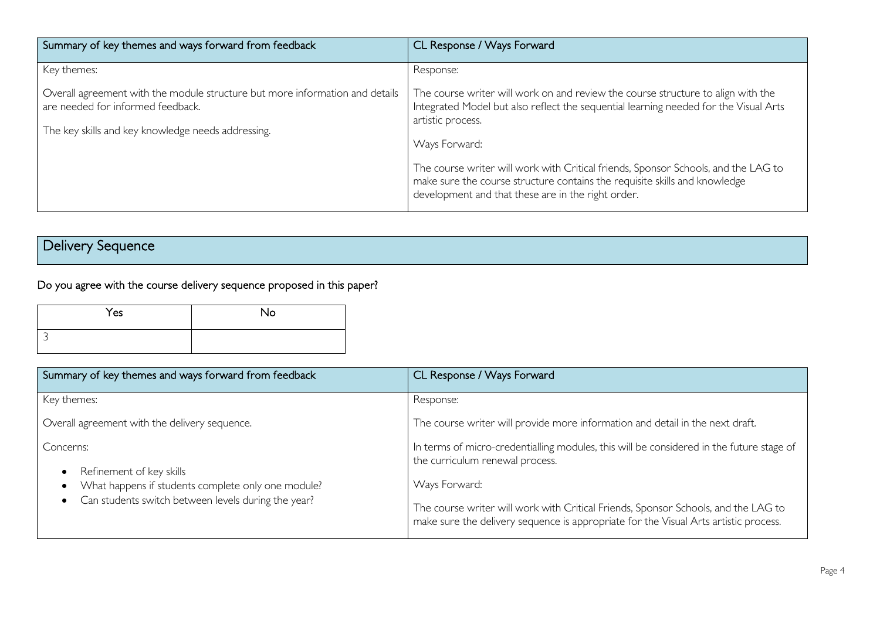| Summary of key themes and ways forward from feedback | CL Response / Ways Forward |
|---|---|
| Key themes:<br><br>Overall agreement with the module structure but more information and details are needed for informed feedback.<br><br>The key skills and key knowledge needs addressing. | Response:<br><br>The course writer will work on and review the course structure to align with the Integrated Model but also reflect the sequential learning needed for the Visual Arts artistic process.<br><br>Ways Forward:<br><br>The course writer will work with Critical friends, Sponsor Schools, and the LAG to make sure the course structure contains the requisite skills and knowledge development and that these are in the right order. |

## Delivery Sequence

### Do you agree with the course delivery sequence proposed in this paper?

| Yes | No |
|---|---|
| 3 | |

| Summary of key themes and ways forward from feedback | CL Response / Ways Forward |
|---|---|
| Key themes:<br><br>Overall agreement with the delivery sequence.<br><br>Concerns:<br><br>• Refinement of key skills<br>• What happens if students complete only one module?<br>• Can students switch between levels during the year? | Response:<br><br>The course writer will provide more information and detail in the next draft.<br><br>In terms of micro-credentialling modules, this will be considered in the future stage of the curriculum renewal process.<br><br>Ways Forward:<br><br>The course writer will work with Critical Friends, Sponsor Schools, and the LAG to make sure the delivery sequence is appropriate for the Visual Arts artistic process. |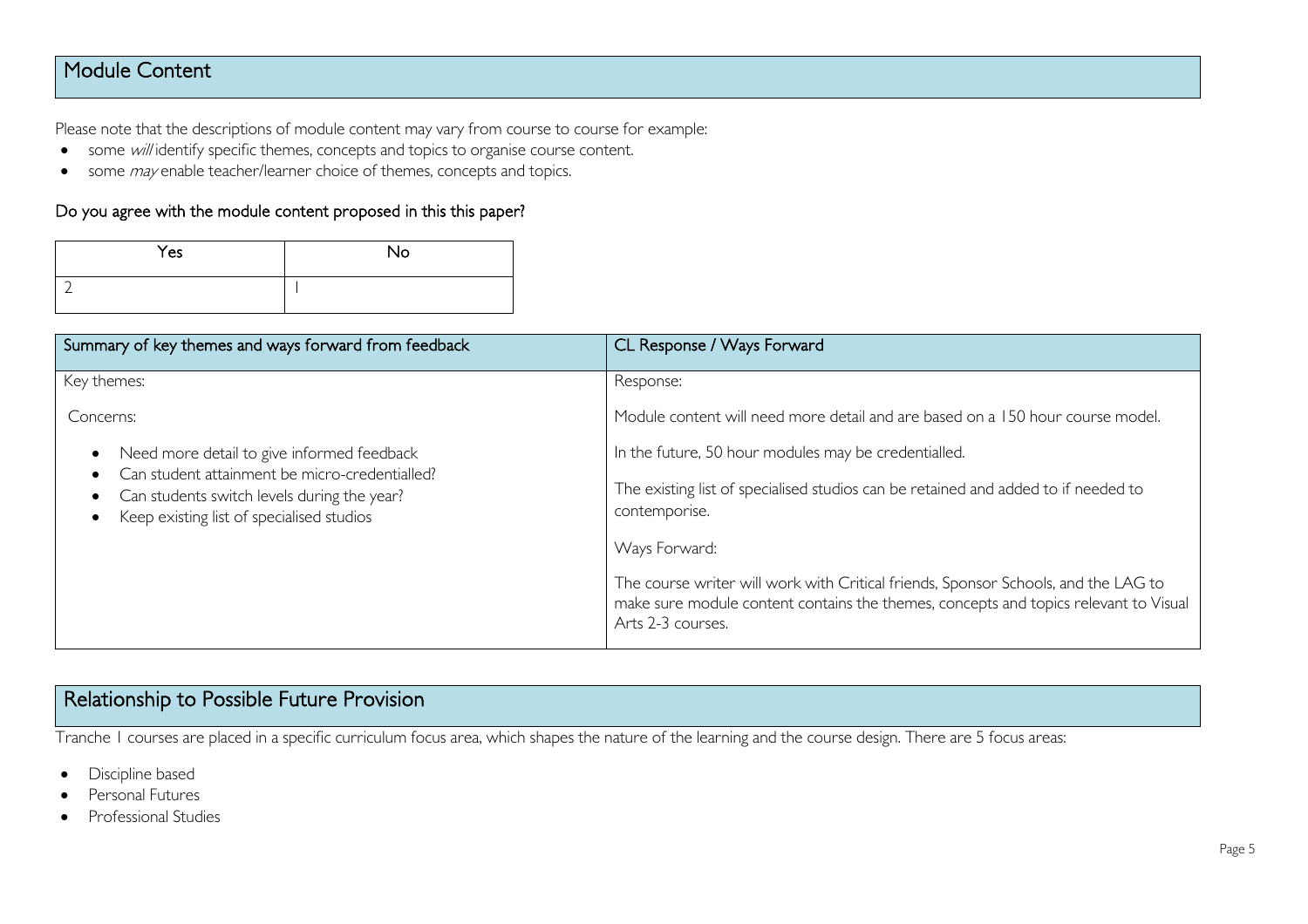## Module Content

Please note that the descriptions of module content may vary from course to course for example:

- some *will* identify specific themes, concepts and topics to organise course content.
- some *may* enable teacher/learner choice of themes, concepts and topics.

### Do you agree with the module content proposed in this this paper?

| Yes | No |
|---|---|
| 2 | 1 |

| Summary of key themes and ways forward from feedback | CL Response / Ways Forward |
|---|---|
| Key themes:<br><br>Concerns:<br><br>• Need more detail to give informed feedback<br>• Can student attainment be micro-credentialled?<br>• Can students switch levels during the year?<br>• Keep existing list of specialised studios | Response:<br><br>Module content will need more detail and are based on a 150 hour course model.<br><br>In the future, 50 hour modules may be credentialled.<br><br>The existing list of specialised studios can be retained and added to if needed to contemporise.<br><br>Ways Forward:<br><br>The course writer will work with Critical friends, Sponsor Schools, and the LAG to make sure module content contains the themes, concepts and topics relevant to Visual Arts 2-3 courses. |

## Relationship to Possible Future Provision

Tranche 1 courses are placed in a specific curriculum focus area, which shapes the nature of the learning and the course design. There are 5 focus areas:

- Discipline based
- Personal Futures
- Professional Studies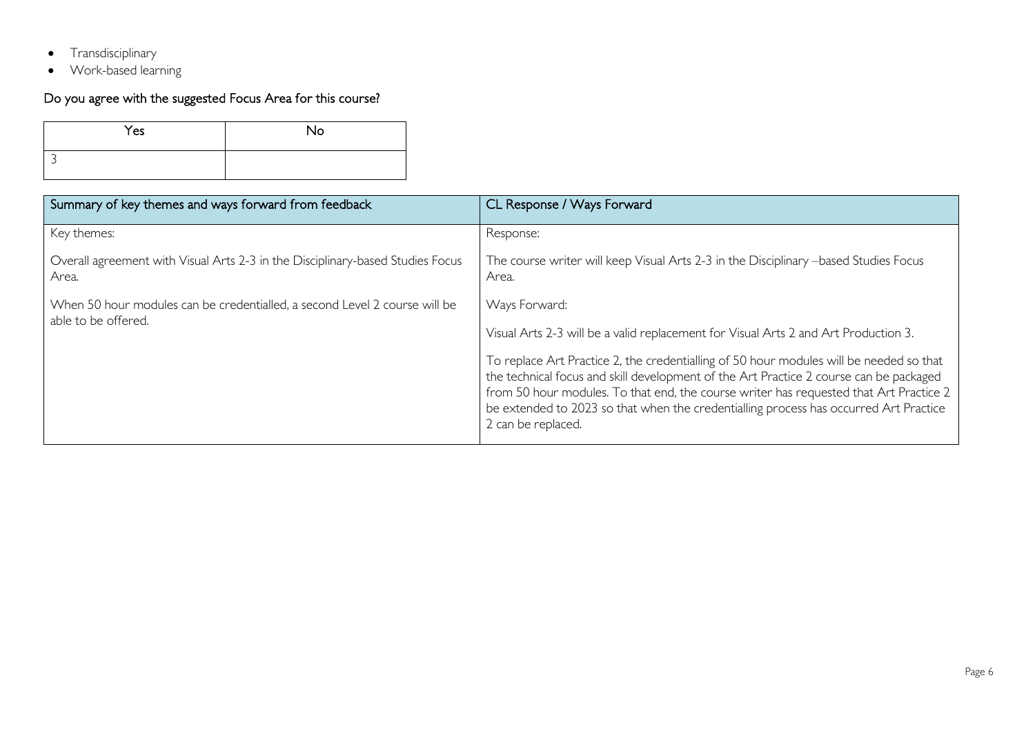- Transdisciplinary
- Work-based learning

## Do you agree with the suggested Focus Area for this course?

| Yes | No |
|---|---|
| 3 | |

| Summary of key themes and ways forward from feedback | CL Response / Ways Forward |
|---|---|
| Key themes:<br><br>Overall agreement with Visual Arts 2-3 in the Disciplinary-based Studies Focus Area.<br><br>When 50 hour modules can be credentialled, a second Level 2 course will be able to be offered. | Response:<br><br>The course writer will keep Visual Arts 2-3 in the Disciplinary –based Studies Focus Area.<br><br>Ways Forward:<br><br>Visual Arts 2-3 will be a valid replacement for Visual Arts 2 and Art Production 3.<br><br>To replace Art Practice 2, the credentialling of 50 hour modules will be needed so that the technical focus and skill development of the Art Practice 2 course can be packaged from 50 hour modules. To that end, the course writer has requested that Art Practice 2 be extended to 2023 so that when the credentialling process has occurred Art Practice 2 can be replaced. |